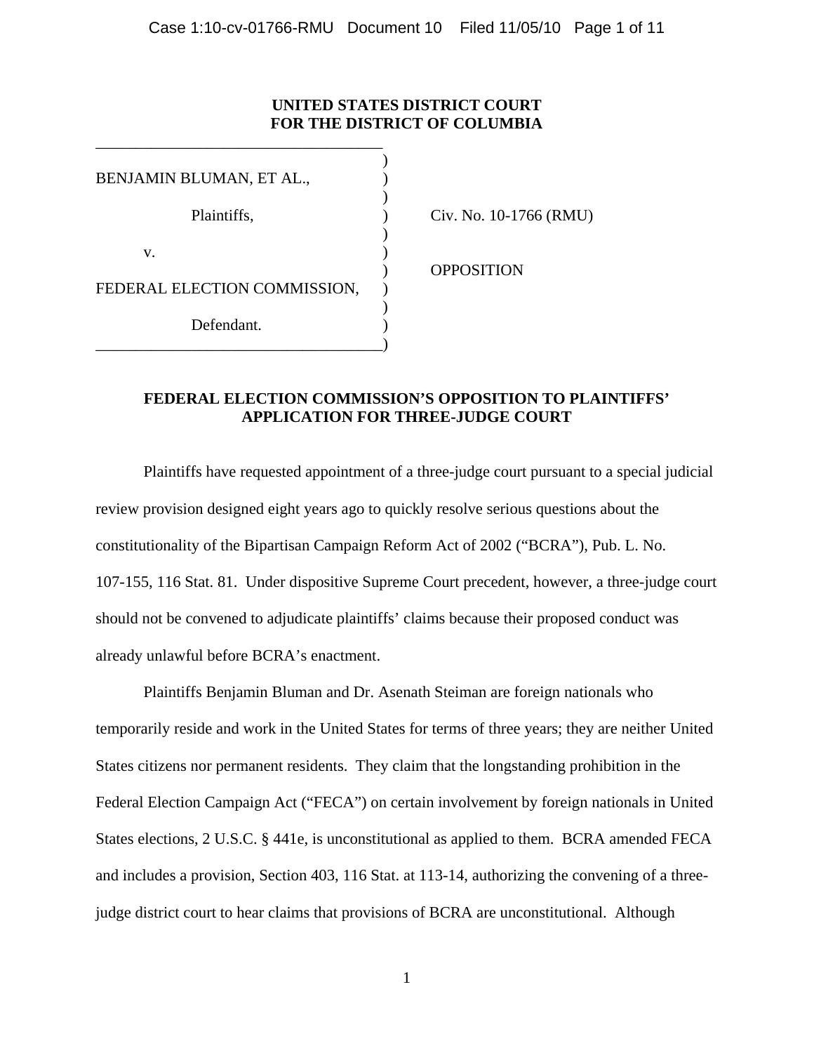**UNITED STATES DISTRICT COURT**
**FOR THE DISTRICT OF COLUMBIA**

| | | |
|---|---|---|
| BENJAMIN BLUMAN, ET AL., | ) | |
| Plaintiffs, | ) | Civ. No. 10-1766 (RMU) |
| v. | ) | |
| | ) | OPPOSITION |
| FEDERAL ELECTION COMMISSION, | ) | |
| Defendant. | ) | |

**FEDERAL ELECTION COMMISSION'S OPPOSITION TO PLAINTIFFS' APPLICATION FOR THREE-JUDGE COURT**

Plaintiffs have requested appointment of a three-judge court pursuant to a special judicial review provision designed eight years ago to quickly resolve serious questions about the constitutionality of the Bipartisan Campaign Reform Act of 2002 ("BCRA"), Pub. L. No. 107-155, 116 Stat. 81. Under dispositive Supreme Court precedent, however, a three-judge court should not be convened to adjudicate plaintiffs' claims because their proposed conduct was already unlawful before BCRA's enactment.

Plaintiffs Benjamin Bluman and Dr. Asenath Steiman are foreign nationals who temporarily reside and work in the United States for terms of three years; they are neither United States citizens nor permanent residents. They claim that the longstanding prohibition in the Federal Election Campaign Act ("FECA") on certain involvement by foreign nationals in United States elections, 2 U.S.C. § 441e, is unconstitutional as applied to them. BCRA amended FECA and includes a provision, Section 403, 116 Stat. at 113-14, authorizing the convening of a three-judge district court to hear claims that provisions of BCRA are unconstitutional. Although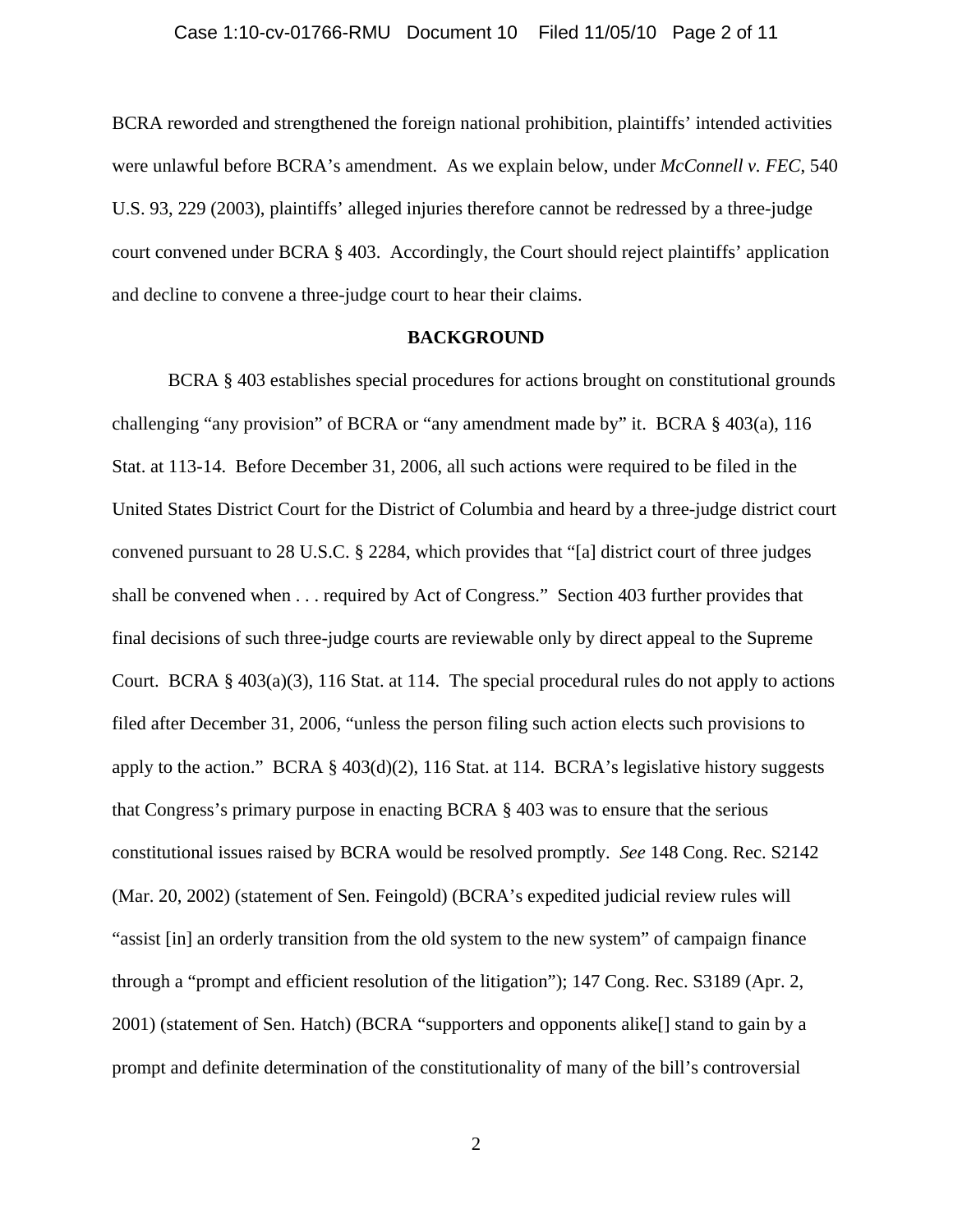BCRA reworded and strengthened the foreign national prohibition, plaintiffs' intended activities were unlawful before BCRA's amendment. As we explain below, under *McConnell v. FEC*, 540 U.S. 93, 229 (2003), plaintiffs' alleged injuries therefore cannot be redressed by a three-judge court convened under BCRA § 403. Accordingly, the Court should reject plaintiffs' application and decline to convene a three-judge court to hear their claims.

**BACKGROUND**

BCRA § 403 establishes special procedures for actions brought on constitutional grounds challenging "any provision" of BCRA or "any amendment made by" it. BCRA § 403(a), 116 Stat. at 113-14. Before December 31, 2006, all such actions were required to be filed in the United States District Court for the District of Columbia and heard by a three-judge district court convened pursuant to 28 U.S.C. § 2284, which provides that "[a] district court of three judges shall be convened when . . . required by Act of Congress." Section 403 further provides that final decisions of such three-judge courts are reviewable only by direct appeal to the Supreme Court. BCRA § 403(a)(3), 116 Stat. at 114. The special procedural rules do not apply to actions filed after December 31, 2006, "unless the person filing such action elects such provisions to apply to the action." BCRA § 403(d)(2), 116 Stat. at 114. BCRA's legislative history suggests that Congress's primary purpose in enacting BCRA § 403 was to ensure that the serious constitutional issues raised by BCRA would be resolved promptly. *See* 148 Cong. Rec. S2142 (Mar. 20, 2002) (statement of Sen. Feingold) (BCRA's expedited judicial review rules will "assist [in] an orderly transition from the old system to the new system" of campaign finance through a "prompt and efficient resolution of the litigation"); 147 Cong. Rec. S3189 (Apr. 2, 2001) (statement of Sen. Hatch) (BCRA "supporters and opponents alike[] stand to gain by a prompt and definite determination of the constitutionality of many of the bill's controversial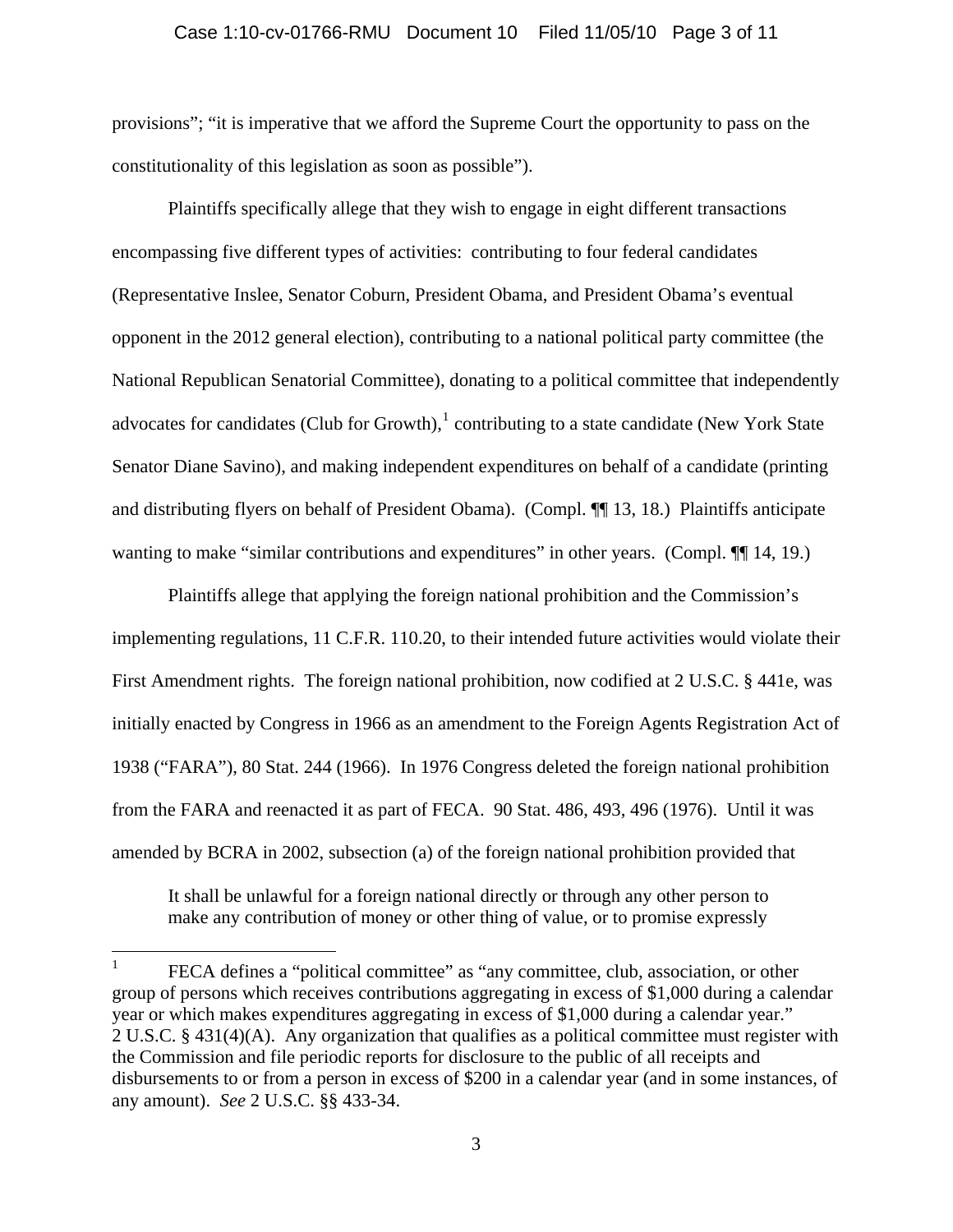provisions"; "it is imperative that we afford the Supreme Court the opportunity to pass on the constitutionality of this legislation as soon as possible").

Plaintiffs specifically allege that they wish to engage in eight different transactions encompassing five different types of activities: contributing to four federal candidates (Representative Inslee, Senator Coburn, President Obama, and President Obama's eventual opponent in the 2012 general election), contributing to a national political party committee (the National Republican Senatorial Committee), donating to a political committee that independently advocates for candidates (Club for Growth),[1] contributing to a state candidate (New York State Senator Diane Savino), and making independent expenditures on behalf of a candidate (printing and distributing flyers on behalf of President Obama). (Compl. ¶¶ 13, 18.) Plaintiffs anticipate wanting to make "similar contributions and expenditures" in other years. (Compl. ¶¶ 14, 19.)

Plaintiffs allege that applying the foreign national prohibition and the Commission's implementing regulations, 11 C.F.R. 110.20, to their intended future activities would violate their First Amendment rights. The foreign national prohibition, now codified at 2 U.S.C. § 441e, was initially enacted by Congress in 1966 as an amendment to the Foreign Agents Registration Act of 1938 ("FARA"), 80 Stat. 244 (1966). In 1976 Congress deleted the foreign national prohibition from the FARA and reenacted it as part of FECA. 90 Stat. 486, 493, 496 (1976). Until it was amended by BCRA in 2002, subsection (a) of the foreign national prohibition provided that

> It shall be unlawful for a foreign national directly or through any other person to make any contribution of money or other thing of value, or to promise expressly

---

[1] FECA defines a "political committee" as "any committee, club, association, or other group of persons which receives contributions aggregating in excess of $1,000 during a calendar year or which makes expenditures aggregating in excess of $1,000 during a calendar year." 2 U.S.C. § 431(4)(A). Any organization that qualifies as a political committee must register with the Commission and file periodic reports for disclosure to the public of all receipts and disbursements to or from a person in excess of $200 in a calendar year (and in some instances, of any amount). *See* 2 U.S.C. §§ 433-34.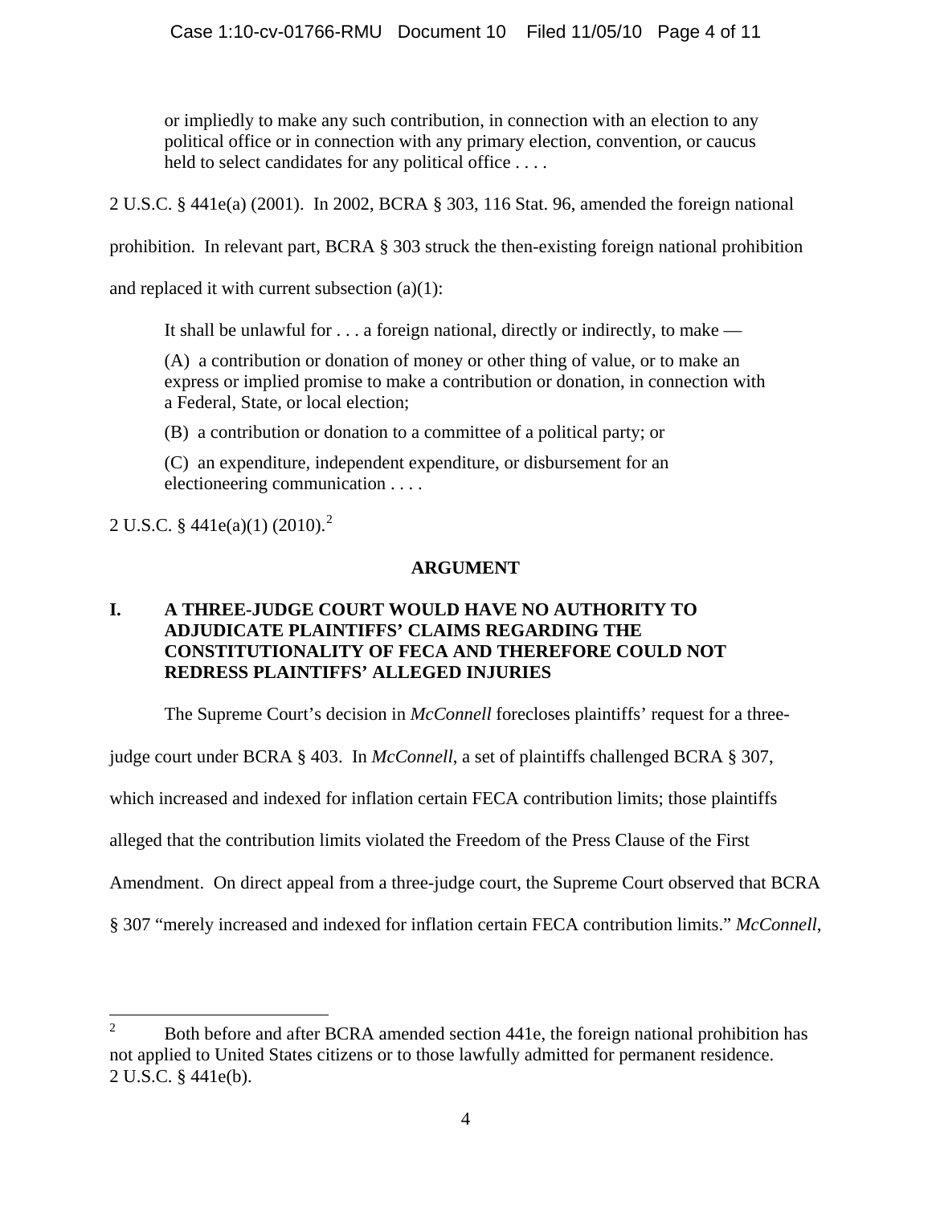> or impliedly to make any such contribution, in connection with an election to any political office or in connection with any primary election, convention, or caucus held to select candidates for any political office . . . .

2 U.S.C. § 441e(a) (2001). In 2002, BCRA § 303, 116 Stat. 96, amended the foreign national prohibition. In relevant part, BCRA § 303 struck the then-existing foreign national prohibition and replaced it with current subsection (a)(1):

> It shall be unlawful for . . . a foreign national, directly or indirectly, to make —
>
> (A) a contribution or donation of money or other thing of value, or to make an express or implied promise to make a contribution or donation, in connection with a Federal, State, or local election;
>
> (B) a contribution or donation to a committee of a political party; or
>
> (C) an expenditure, independent expenditure, or disbursement for an electioneering communication . . . .

2 U.S.C. § 441e(a)(1) (2010).[2]

## ARGUMENT

### I. A THREE-JUDGE COURT WOULD HAVE NO AUTHORITY TO ADJUDICATE PLAINTIFFS' CLAIMS REGARDING THE CONSTITUTIONALITY OF FECA AND THEREFORE COULD NOT REDRESS PLAINTIFFS' ALLEGED INJURIES

The Supreme Court's decision in *McConnell* forecloses plaintiffs' request for a three-judge court under BCRA § 403. In *McConnell*, a set of plaintiffs challenged BCRA § 307, which increased and indexed for inflation certain FECA contribution limits; those plaintiffs alleged that the contribution limits violated the Freedom of the Press Clause of the First Amendment. On direct appeal from a three-judge court, the Supreme Court observed that BCRA § 307 "merely increased and indexed for inflation certain FECA contribution limits." *McConnell*,

---

[2] Both before and after BCRA amended section 441e, the foreign national prohibition has not applied to United States citizens or to those lawfully admitted for permanent residence. 2 U.S.C. § 441e(b).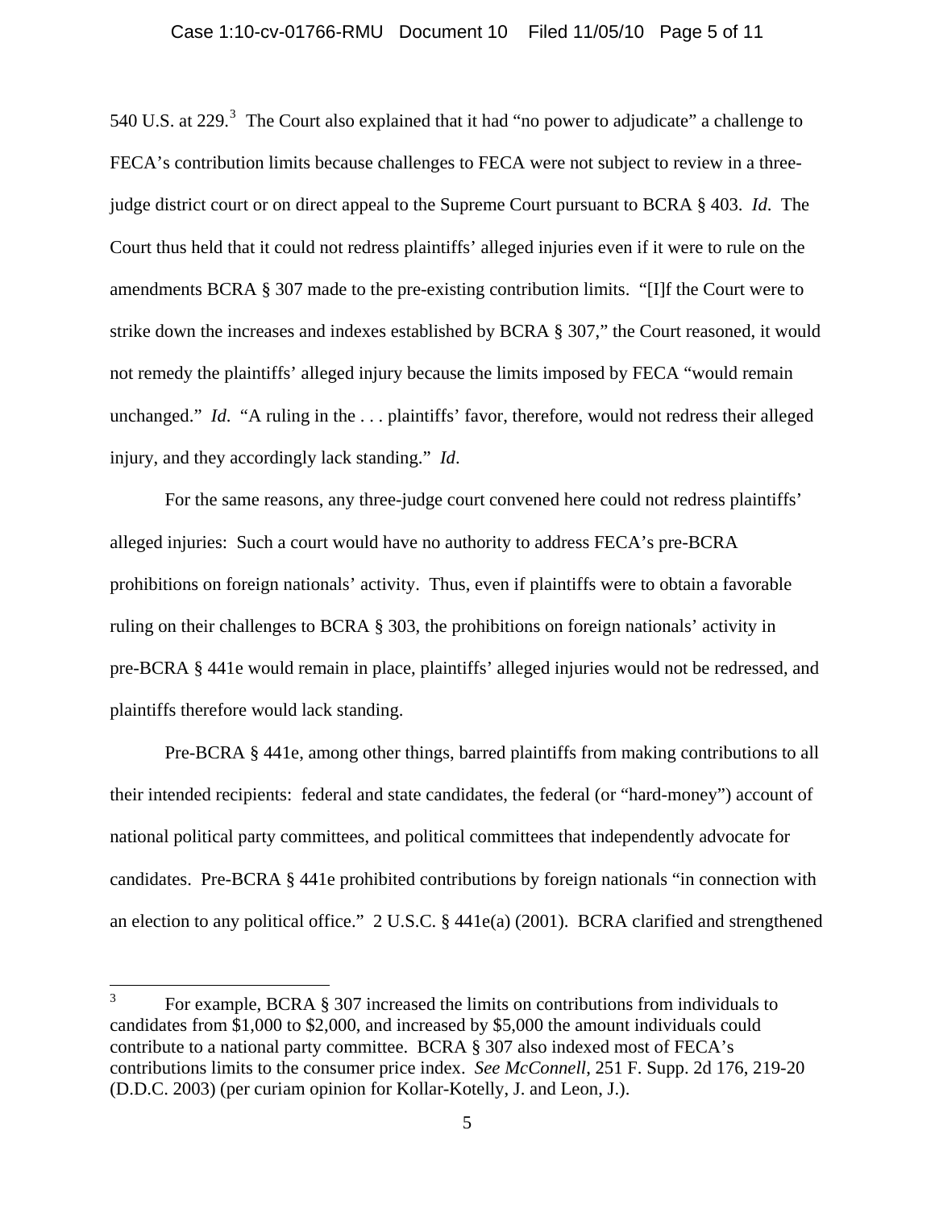540 U.S. at 229.[3] The Court also explained that it had "no power to adjudicate" a challenge to FECA's contribution limits because challenges to FECA were not subject to review in a three-judge district court or on direct appeal to the Supreme Court pursuant to BCRA § 403. *Id*. The Court thus held that it could not redress plaintiffs' alleged injuries even if it were to rule on the amendments BCRA § 307 made to the pre-existing contribution limits. "[I]f the Court were to strike down the increases and indexes established by BCRA § 307," the Court reasoned, it would not remedy the plaintiffs' alleged injury because the limits imposed by FECA "would remain unchanged." *Id*. "A ruling in the . . . plaintiffs' favor, therefore, would not redress their alleged injury, and they accordingly lack standing." *Id*.

For the same reasons, any three-judge court convened here could not redress plaintiffs' alleged injuries: Such a court would have no authority to address FECA's pre-BCRA prohibitions on foreign nationals' activity. Thus, even if plaintiffs were to obtain a favorable ruling on their challenges to BCRA § 303, the prohibitions on foreign nationals' activity in pre-BCRA § 441e would remain in place, plaintiffs' alleged injuries would not be redressed, and plaintiffs therefore would lack standing.

Pre-BCRA § 441e, among other things, barred plaintiffs from making contributions to all their intended recipients: federal and state candidates, the federal (or "hard-money") account of national political party committees, and political committees that independently advocate for candidates. Pre-BCRA § 441e prohibited contributions by foreign nationals "in connection with an election to any political office." 2 U.S.C. § 441e(a) (2001). BCRA clarified and strengthened

---

[3] For example, BCRA § 307 increased the limits on contributions from individuals to candidates from $1,000 to $2,000, and increased by $5,000 the amount individuals could contribute to a national party committee. BCRA § 307 also indexed most of FECA's contributions limits to the consumer price index. *See McConnell*, 251 F. Supp. 2d 176, 219-20 (D.D.C. 2003) (per curiam opinion for Kollar-Kotelly, J. and Leon, J.).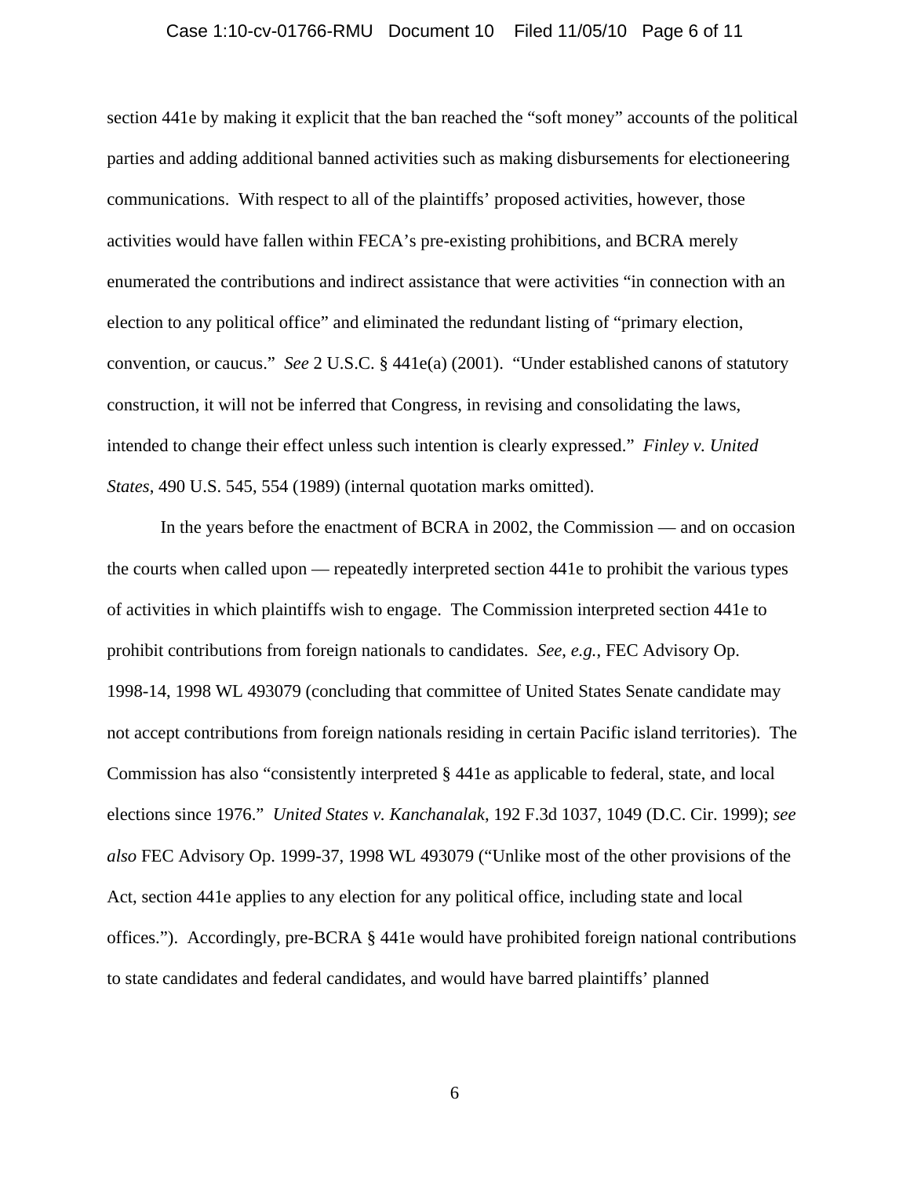section 441e by making it explicit that the ban reached the "soft money" accounts of the political parties and adding additional banned activities such as making disbursements for electioneering communications. With respect to all of the plaintiffs' proposed activities, however, those activities would have fallen within FECA's pre-existing prohibitions, and BCRA merely enumerated the contributions and indirect assistance that were activities "in connection with an election to any political office" and eliminated the redundant listing of "primary election, convention, or caucus." *See* 2 U.S.C. § 441e(a) (2001). "Under established canons of statutory construction, it will not be inferred that Congress, in revising and consolidating the laws, intended to change their effect unless such intention is clearly expressed." *Finley v. United States*, 490 U.S. 545, 554 (1989) (internal quotation marks omitted).

In the years before the enactment of BCRA in 2002, the Commission — and on occasion the courts when called upon — repeatedly interpreted section 441e to prohibit the various types of activities in which plaintiffs wish to engage. The Commission interpreted section 441e to prohibit contributions from foreign nationals to candidates. *See*, *e.g.*, FEC Advisory Op. 1998-14, 1998 WL 493079 (concluding that committee of United States Senate candidate may not accept contributions from foreign nationals residing in certain Pacific island territories). The Commission has also "consistently interpreted § 441e as applicable to federal, state, and local elections since 1976." *United States v. Kanchanalak*, 192 F.3d 1037, 1049 (D.C. Cir. 1999); *see also* FEC Advisory Op. 1999-37, 1998 WL 493079 ("Unlike most of the other provisions of the Act, section 441e applies to any election for any political office, including state and local offices."). Accordingly, pre-BCRA § 441e would have prohibited foreign national contributions to state candidates and federal candidates, and would have barred plaintiffs' planned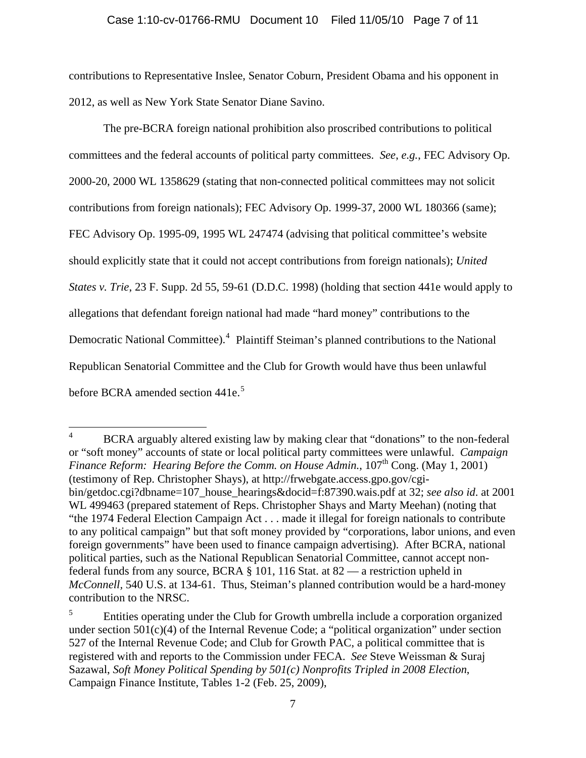contributions to Representative Inslee, Senator Coburn, President Obama and his opponent in 2012, as well as New York State Senator Diane Savino.

The pre-BCRA foreign national prohibition also proscribed contributions to political committees and the federal accounts of political party committees. *See*, *e.g.*, FEC Advisory Op. 2000-20, 2000 WL 1358629 (stating that non-connected political committees may not solicit contributions from foreign nationals); FEC Advisory Op. 1999-37, 2000 WL 180366 (same); FEC Advisory Op. 1995-09, 1995 WL 247474 (advising that political committee's website should explicitly state that it could not accept contributions from foreign nationals); *United States v. Trie*, 23 F. Supp. 2d 55, 59-61 (D.D.C. 1998) (holding that section 441e would apply to allegations that defendant foreign national had made "hard money" contributions to the Democratic National Committee).[4] Plaintiff Steiman's planned contributions to the National Republican Senatorial Committee and the Club for Growth would have thus been unlawful before BCRA amended section 441e.[5]

---

[4] BCRA arguably altered existing law by making clear that "donations" to the non-federal or "soft money" accounts of state or local political party committees were unlawful. *Campaign Finance Reform: Hearing Before the Comm. on House Admin.*, 107th Cong. (May 1, 2001) (testimony of Rep. Christopher Shays), at http://frwebgate.access.gpo.gov/cgi-bin/getdoc.cgi?dbname=107_house_hearings&docid=f:87390.wais.pdf at 32; *see also id*. at 2001 WL 499463 (prepared statement of Reps. Christopher Shays and Marty Meehan) (noting that "the 1974 Federal Election Campaign Act . . . made it illegal for foreign nationals to contribute to any political campaign" but that soft money provided by "corporations, labor unions, and even foreign governments" have been used to finance campaign advertising). After BCRA, national political parties, such as the National Republican Senatorial Committee, cannot accept non-federal funds from any source, BCRA § 101, 116 Stat. at 82 — a restriction upheld in *McConnell*, 540 U.S. at 134-61. Thus, Steiman's planned contribution would be a hard-money contribution to the NRSC.

[5] Entities operating under the Club for Growth umbrella include a corporation organized under section 501(c)(4) of the Internal Revenue Code; a "political organization" under section 527 of the Internal Revenue Code; and Club for Growth PAC, a political committee that is registered with and reports to the Commission under FECA. *See* Steve Weissman & Suraj Sazawal, *Soft Money Political Spending by 501(c) Nonprofits Tripled in 2008 Election*, Campaign Finance Institute, Tables 1-2 (Feb. 25, 2009),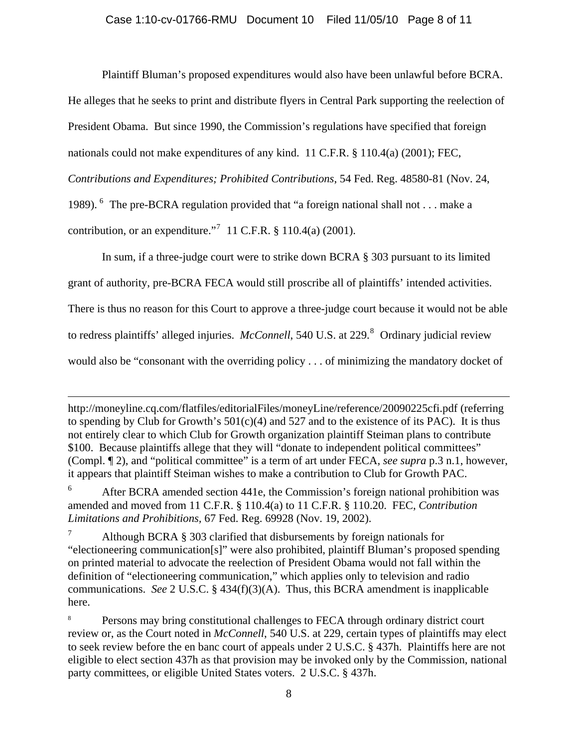Plaintiff Bluman's proposed expenditures would also have been unlawful before BCRA. He alleges that he seeks to print and distribute flyers in Central Park supporting the reelection of President Obama. But since 1990, the Commission's regulations have specified that foreign nationals could not make expenditures of any kind. 11 C.F.R. § 110.4(a) (2001); FEC, *Contributions and Expenditures; Prohibited Contributions*, 54 Fed. Reg. 48580-81 (Nov. 24, 1989).[6] The pre-BCRA regulation provided that "a foreign national shall not . . . make a contribution, or an expenditure."[7] 11 C.F.R. § 110.4(a) (2001).

In sum, if a three-judge court were to strike down BCRA § 303 pursuant to its limited grant of authority, pre-BCRA FECA would still proscribe all of plaintiffs' intended activities. There is thus no reason for this Court to approve a three-judge court because it would not be able to redress plaintiffs' alleged injuries. *McConnell*, 540 U.S. at 229.[8] Ordinary judicial review would also be "consonant with the overriding policy . . . of minimizing the mandatory docket of

---

http://moneyline.cq.com/flatfiles/editorialFiles/moneyLine/reference/20090225cfi.pdf (referring to spending by Club for Growth's 501(c)(4) and 527 and to the existence of its PAC). It is thus not entirely clear to which Club for Growth organization plaintiff Steiman plans to contribute $100. Because plaintiffs allege that they will "donate to independent political committees" (Compl. ¶ 2), and "political committee" is a term of art under FECA, *see supra* p.3 n.1, however, it appears that plaintiff Steiman wishes to make a contribution to Club for Growth PAC.

[6] After BCRA amended section 441e, the Commission's foreign national prohibition was amended and moved from 11 C.F.R. § 110.4(a) to 11 C.F.R. § 110.20. FEC, *Contribution Limitations and Prohibitions*, 67 Fed. Reg. 69928 (Nov. 19, 2002).

[7] Although BCRA § 303 clarified that disbursements by foreign nationals for "electioneering communication[s]" were also prohibited, plaintiff Bluman's proposed spending on printed material to advocate the reelection of President Obama would not fall within the definition of "electioneering communication," which applies only to television and radio communications. *See* 2 U.S.C. § 434(f)(3)(A). Thus, this BCRA amendment is inapplicable here.

[8] Persons may bring constitutional challenges to FECA through ordinary district court review or, as the Court noted in *McConnell*, 540 U.S. at 229, certain types of plaintiffs may elect to seek review before the en banc court of appeals under 2 U.S.C. § 437h. Plaintiffs here are not eligible to elect section 437h as that provision may be invoked only by the Commission, national party committees, or eligible United States voters. 2 U.S.C. § 437h.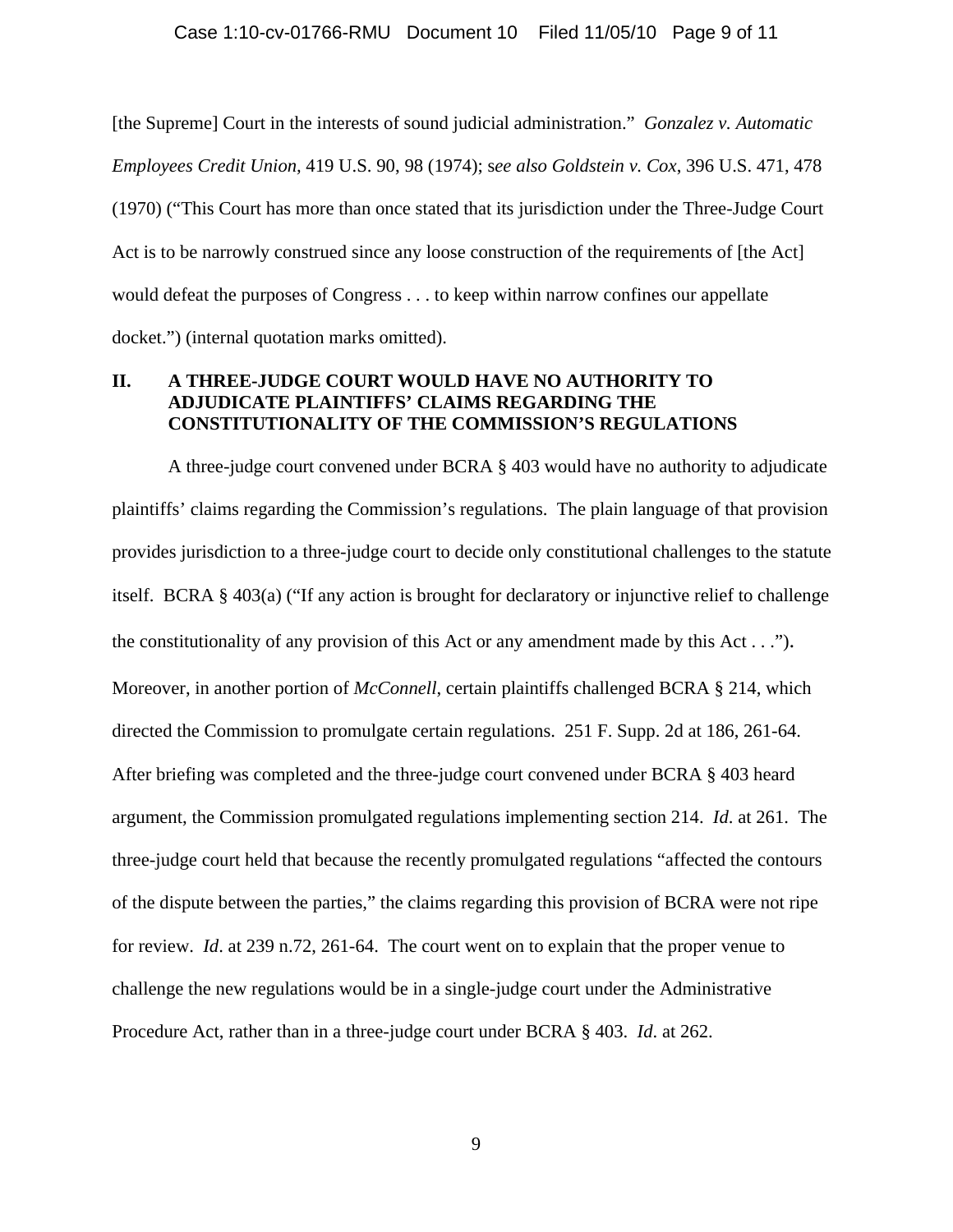[the Supreme] Court in the interests of sound judicial administration." *Gonzalez v. Automatic Employees Credit Union*, 419 U.S. 90, 98 (1974); *see also Goldstein v. Cox*, 396 U.S. 471, 478 (1970) ("This Court has more than once stated that its jurisdiction under the Three-Judge Court Act is to be narrowly construed since any loose construction of the requirements of [the Act] would defeat the purposes of Congress . . . to keep within narrow confines our appellate docket.") (internal quotation marks omitted).

## II. A THREE-JUDGE COURT WOULD HAVE NO AUTHORITY TO ADJUDICATE PLAINTIFFS' CLAIMS REGARDING THE CONSTITUTIONALITY OF THE COMMISSION'S REGULATIONS

A three-judge court convened under BCRA § 403 would have no authority to adjudicate plaintiffs' claims regarding the Commission's regulations. The plain language of that provision provides jurisdiction to a three-judge court to decide only constitutional challenges to the statute itself. BCRA § 403(a) ("If any action is brought for declaratory or injunctive relief to challenge the constitutionality of any provision of this Act or any amendment made by this Act . . ."). Moreover, in another portion of *McConnell*, certain plaintiffs challenged BCRA § 214, which directed the Commission to promulgate certain regulations. 251 F. Supp. 2d at 186, 261-64. After briefing was completed and the three-judge court convened under BCRA § 403 heard argument, the Commission promulgated regulations implementing section 214. *Id*. at 261. The three-judge court held that because the recently promulgated regulations "affected the contours of the dispute between the parties," the claims regarding this provision of BCRA were not ripe for review. *Id*. at 239 n.72, 261-64. The court went on to explain that the proper venue to challenge the new regulations would be in a single-judge court under the Administrative Procedure Act, rather than in a three-judge court under BCRA § 403. *Id*. at 262.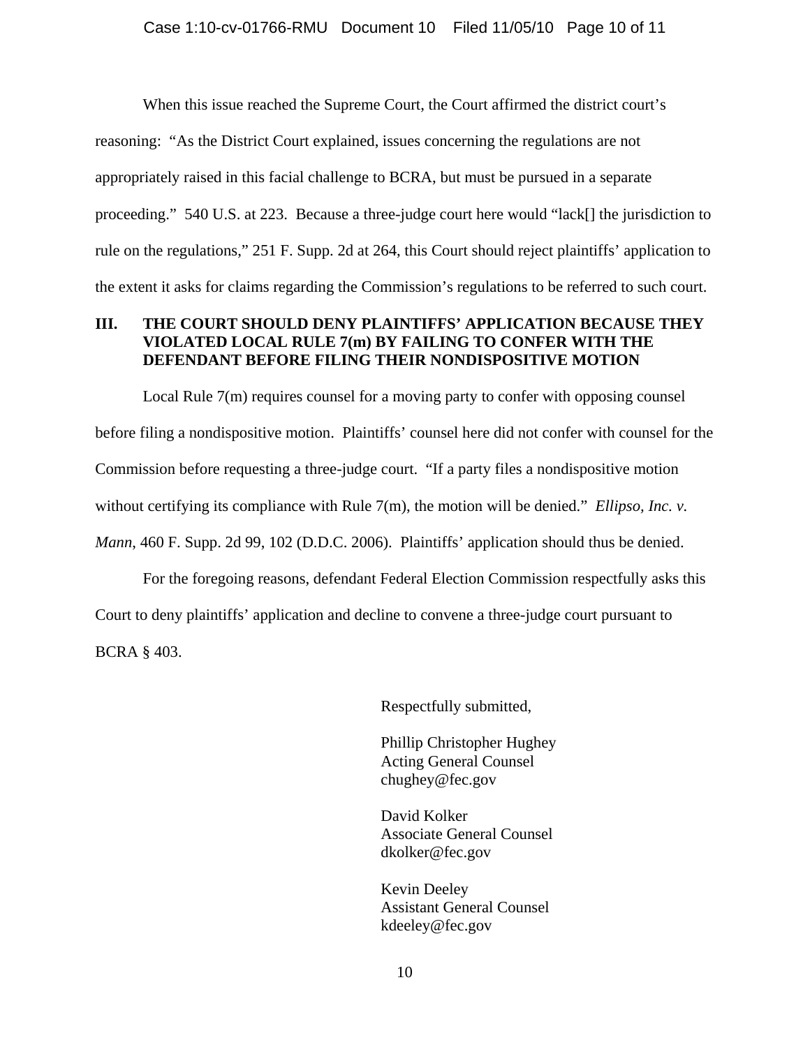When this issue reached the Supreme Court, the Court affirmed the district court's reasoning: "As the District Court explained, issues concerning the regulations are not appropriately raised in this facial challenge to BCRA, but must be pursued in a separate proceeding." 540 U.S. at 223. Because a three-judge court here would "lack[] the jurisdiction to rule on the regulations," 251 F. Supp. 2d at 264, this Court should reject plaintiffs' application to the extent it asks for claims regarding the Commission's regulations to be referred to such court.

## III. THE COURT SHOULD DENY PLAINTIFFS' APPLICATION BECAUSE THEY VIOLATED LOCAL RULE 7(m) BY FAILING TO CONFER WITH THE DEFENDANT BEFORE FILING THEIR NONDISPOSITIVE MOTION

Local Rule 7(m) requires counsel for a moving party to confer with opposing counsel before filing a nondispositive motion. Plaintiffs' counsel here did not confer with counsel for the Commission before requesting a three-judge court. "If a party files a nondispositive motion without certifying its compliance with Rule 7(m), the motion will be denied." *Ellipso, Inc. v. Mann*, 460 F. Supp. 2d 99, 102 (D.D.C. 2006). Plaintiffs' application should thus be denied.

For the foregoing reasons, defendant Federal Election Commission respectfully asks this Court to deny plaintiffs' application and decline to convene a three-judge court pursuant to BCRA § 403.

Respectfully submitted,

Phillip Christopher Hughey
Acting General Counsel
chughey@fec.gov

David Kolker
Associate General Counsel
dkolker@fec.gov

Kevin Deeley
Assistant General Counsel
kdeeley@fec.gov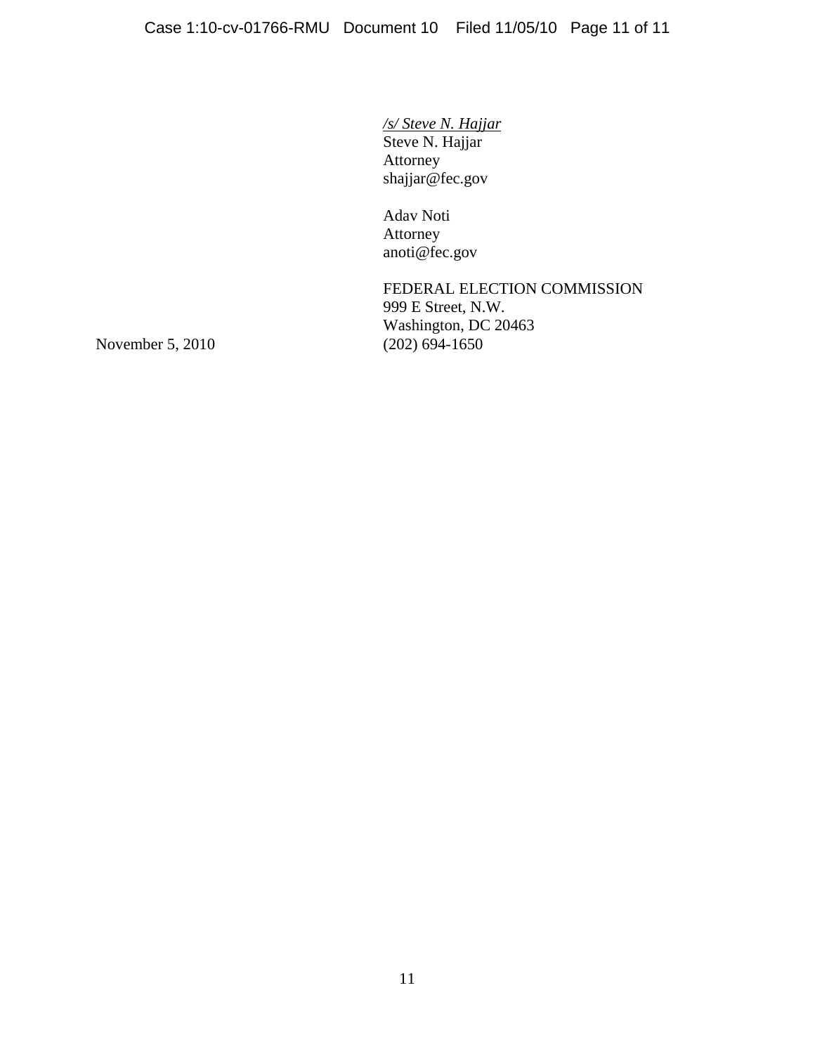*/s/ Steve N. Hajjar*
Steve N. Hajjar
Attorney
shajjar@fec.gov

Adav Noti
Attorney
anoti@fec.gov

FEDERAL ELECTION COMMISSION
999 E Street, N.W.
Washington, DC 20463
(202) 694-1650

November 5, 2010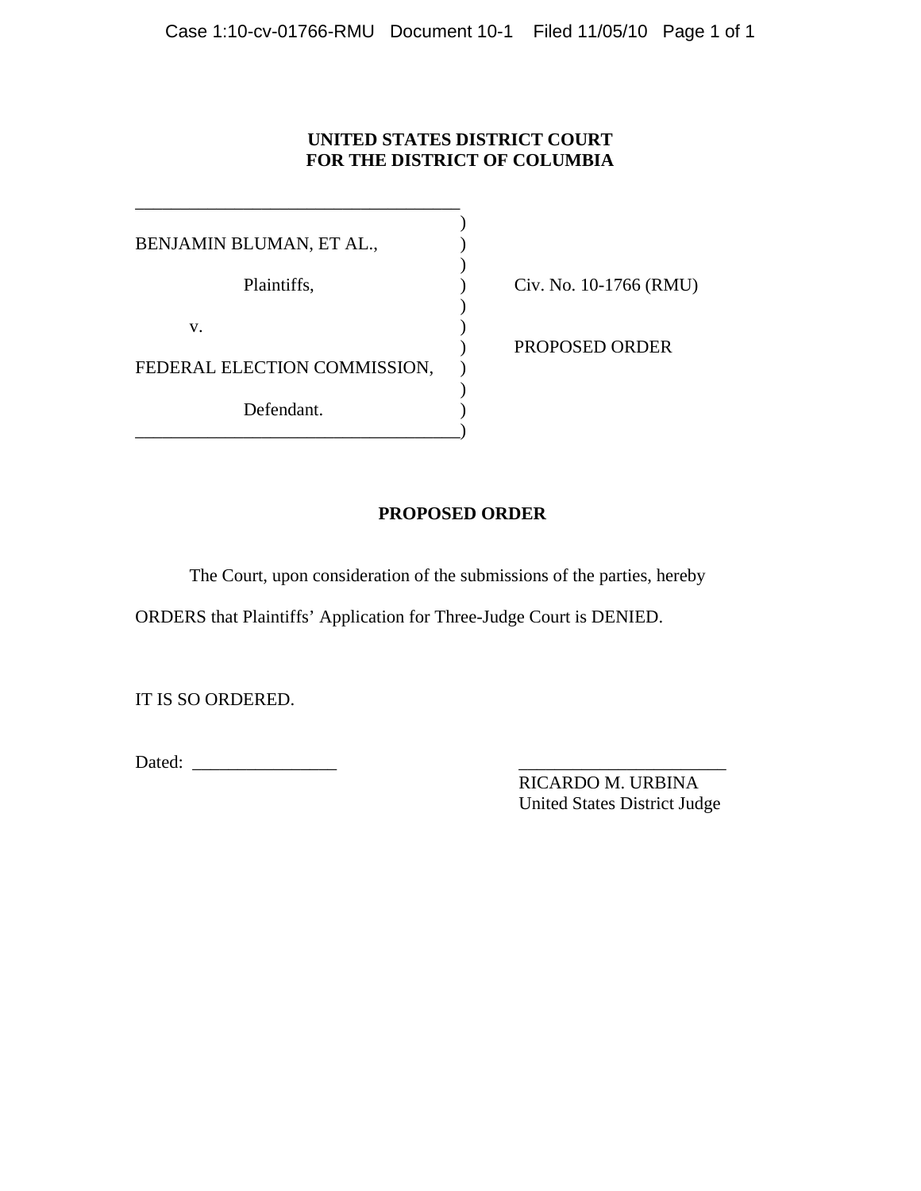**UNITED STATES DISTRICT COURT**
**FOR THE DISTRICT OF COLUMBIA**

| | | |
|---|---|---|
| BENJAMIN BLUMAN, ET AL., | ) | |
| Plaintiffs, | ) | Civ. No. 10-1766 (RMU) |
| v. | ) | |
| FEDERAL ELECTION COMMISSION, | ) | PROPOSED ORDER |
| Defendant. | ) | |

**PROPOSED ORDER**

The Court, upon consideration of the submissions of the parties, hereby ORDERS that Plaintiffs' Application for Three-Judge Court is DENIED.

IT IS SO ORDERED.

Dated: ________________

_______________________
RICARDO M. URBINA
United States District Judge